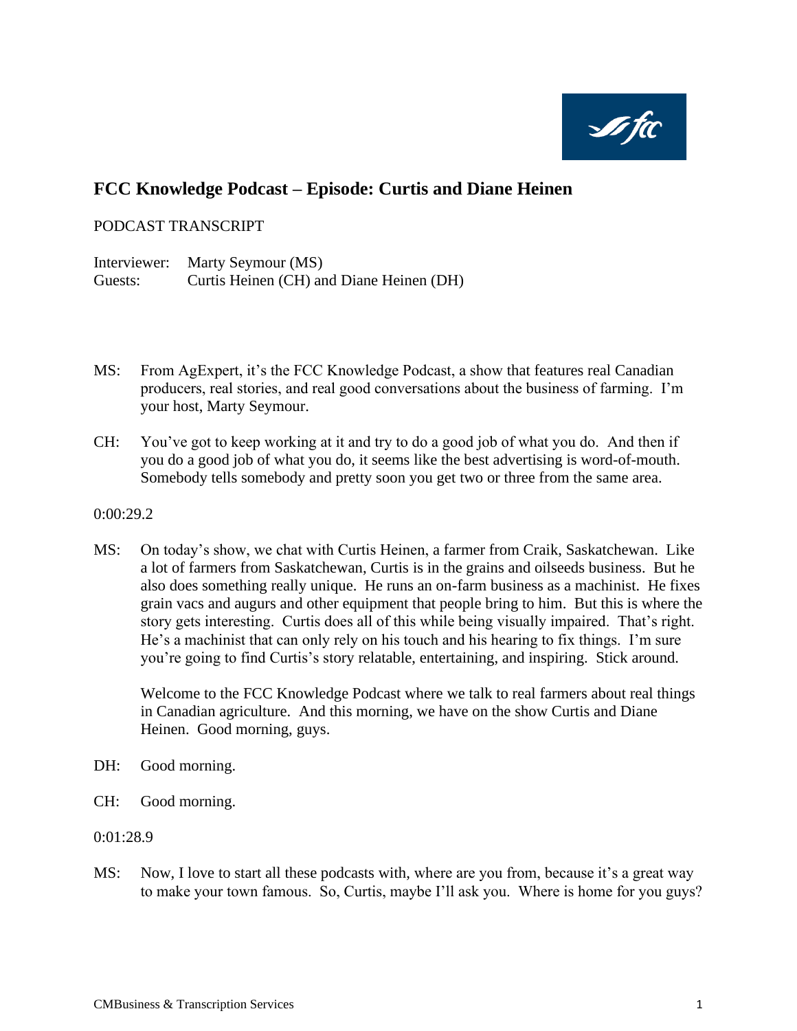# FCC Knowledge Podcast – Episode: Curtis and Diane Heinen

PODCAST TRANSCRIPT

Interviewer: Marty Seymour (MS)
Guests: Curtis Heinen (CH) and Diane Heinen (DH)

MS: From AgExpert, it's the FCC Knowledge Podcast, a show that features real Canadian producers, real stories, and real good conversations about the business of farming. I'm your host, Marty Seymour.

CH: You've got to keep working at it and try to do a good job of what you do. And then if you do a good job of what you do, it seems like the best advertising is word-of-mouth. Somebody tells somebody and pretty soon you get two or three from the same area.

0:00:29.2

MS: On today's show, we chat with Curtis Heinen, a farmer from Craik, Saskatchewan. Like a lot of farmers from Saskatchewan, Curtis is in the grains and oilseeds business. But he also does something really unique. He runs an on-farm business as a machinist. He fixes grain vacs and augurs and other equipment that people bring to him. But this is where the story gets interesting. Curtis does all of this while being visually impaired. That's right. He's a machinist that can only rely on his touch and his hearing to fix things. I'm sure you're going to find Curtis's story relatable, entertaining, and inspiring. Stick around.

Welcome to the FCC Knowledge Podcast where we talk to real farmers about real things in Canadian agriculture. And this morning, we have on the show Curtis and Diane Heinen. Good morning, guys.

DH: Good morning.

CH: Good morning.

0:01:28.9

MS: Now, I love to start all these podcasts with, where are you from, because it's a great way to make your town famous. So, Curtis, maybe I'll ask you. Where is home for you guys?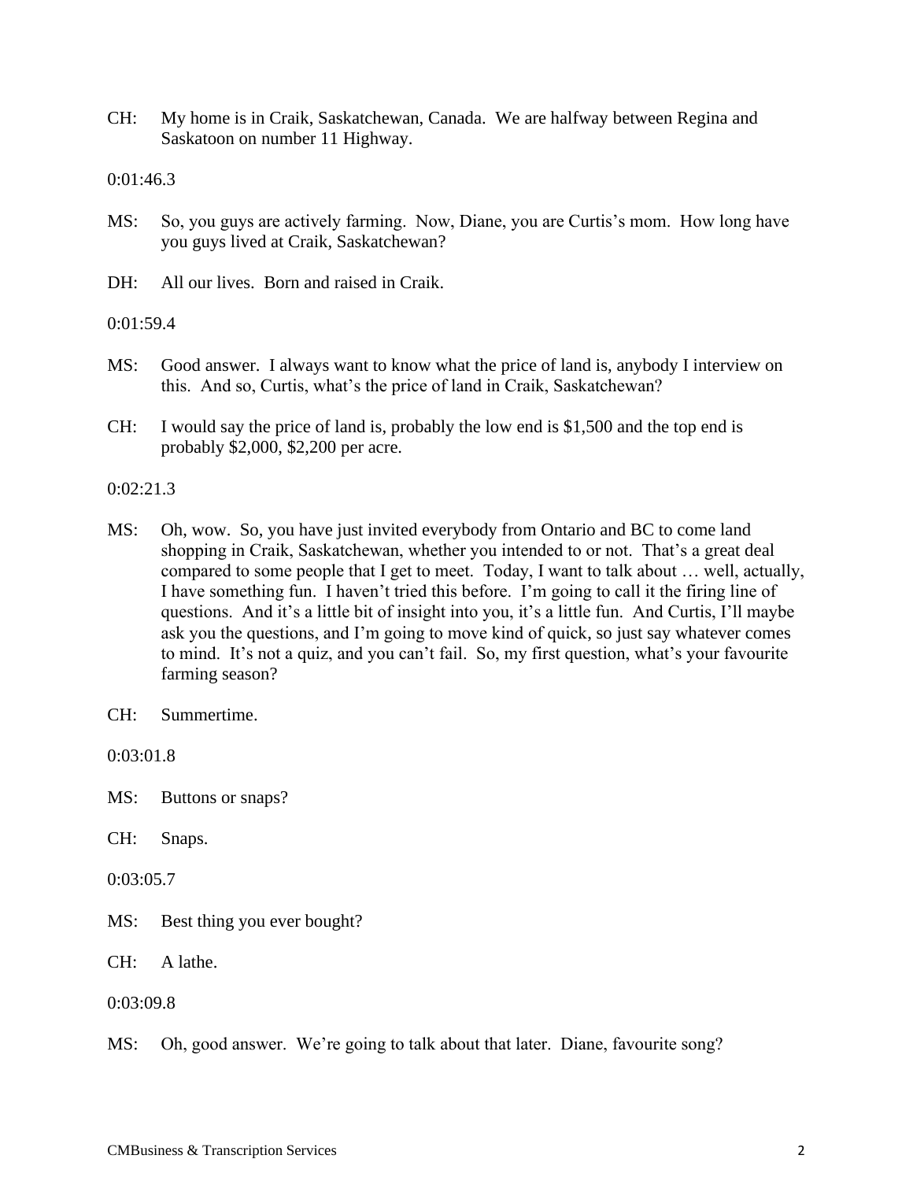CH: My home is in Craik, Saskatchewan, Canada. We are halfway between Regina and Saskatoon on number 11 Highway.

0:01:46.3

MS: So, you guys are actively farming. Now, Diane, you are Curtis's mom. How long have you guys lived at Craik, Saskatchewan?

DH: All our lives. Born and raised in Craik.

0:01:59.4

MS: Good answer. I always want to know what the price of land is, anybody I interview on this. And so, Curtis, what's the price of land in Craik, Saskatchewan?

CH: I would say the price of land is, probably the low end is $1,500 and the top end is probably $2,000, $2,200 per acre.

0:02:21.3

MS: Oh, wow. So, you have just invited everybody from Ontario and BC to come land shopping in Craik, Saskatchewan, whether you intended to or not. That's a great deal compared to some people that I get to meet. Today, I want to talk about … well, actually, I have something fun. I haven't tried this before. I'm going to call it the firing line of questions. And it's a little bit of insight into you, it's a little fun. And Curtis, I'll maybe ask you the questions, and I'm going to move kind of quick, so just say whatever comes to mind. It's not a quiz, and you can't fail. So, my first question, what's your favourite farming season?

CH: Summertime.

0:03:01.8

MS: Buttons or snaps?

CH: Snaps.

0:03:05.7

MS: Best thing you ever bought?

CH: A lathe.

0:03:09.8

MS: Oh, good answer. We're going to talk about that later. Diane, favourite song?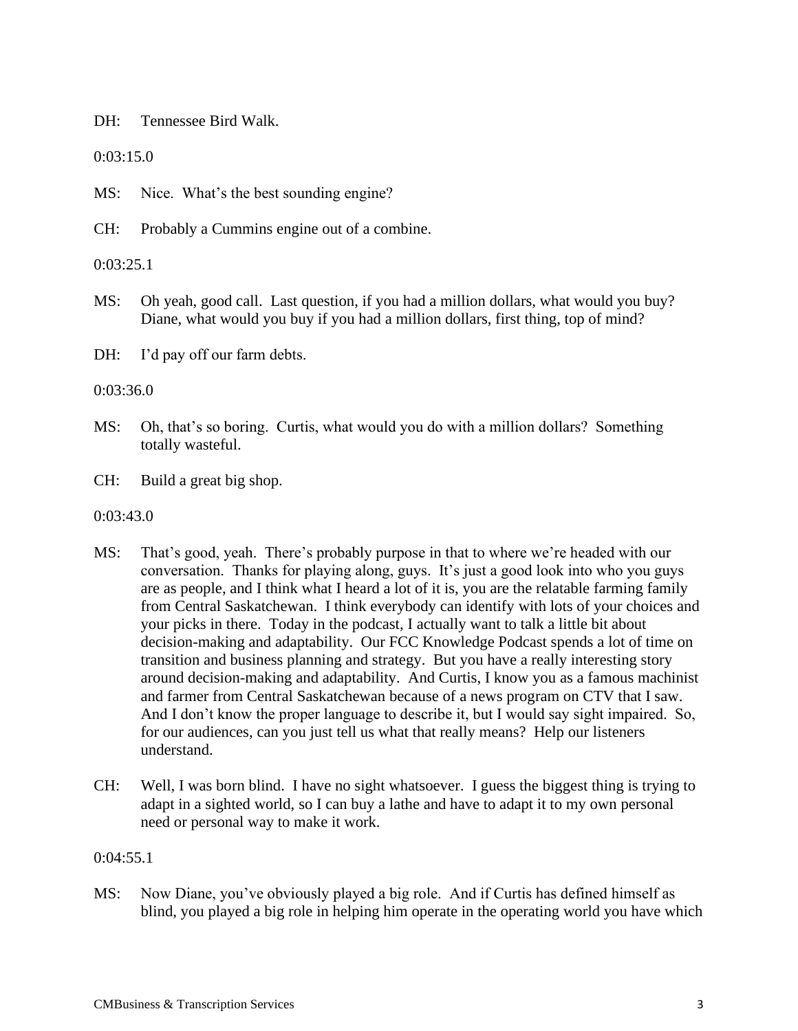DH: Tennessee Bird Walk.

0:03:15.0

MS: Nice. What's the best sounding engine?

CH: Probably a Cummins engine out of a combine.

0:03:25.1

MS: Oh yeah, good call. Last question, if you had a million dollars, what would you buy? Diane, what would you buy if you had a million dollars, first thing, top of mind?

DH: I'd pay off our farm debts.

0:03:36.0

MS: Oh, that's so boring. Curtis, what would you do with a million dollars? Something totally wasteful.

CH: Build a great big shop.

0:03:43.0

MS: That's good, yeah. There's probably purpose in that to where we're headed with our conversation. Thanks for playing along, guys. It's just a good look into who you guys are as people, and I think what I heard a lot of it is, you are the relatable farming family from Central Saskatchewan. I think everybody can identify with lots of your choices and your picks in there. Today in the podcast, I actually want to talk a little bit about decision-making and adaptability. Our FCC Knowledge Podcast spends a lot of time on transition and business planning and strategy. But you have a really interesting story around decision-making and adaptability. And Curtis, I know you as a famous machinist and farmer from Central Saskatchewan because of a news program on CTV that I saw. And I don't know the proper language to describe it, but I would say sight impaired. So, for our audiences, can you just tell us what that really means? Help our listeners understand.

CH: Well, I was born blind. I have no sight whatsoever. I guess the biggest thing is trying to adapt in a sighted world, so I can buy a lathe and have to adapt it to my own personal need or personal way to make it work.

0:04:55.1

MS: Now Diane, you've obviously played a big role. And if Curtis has defined himself as blind, you played a big role in helping him operate in the operating world you have which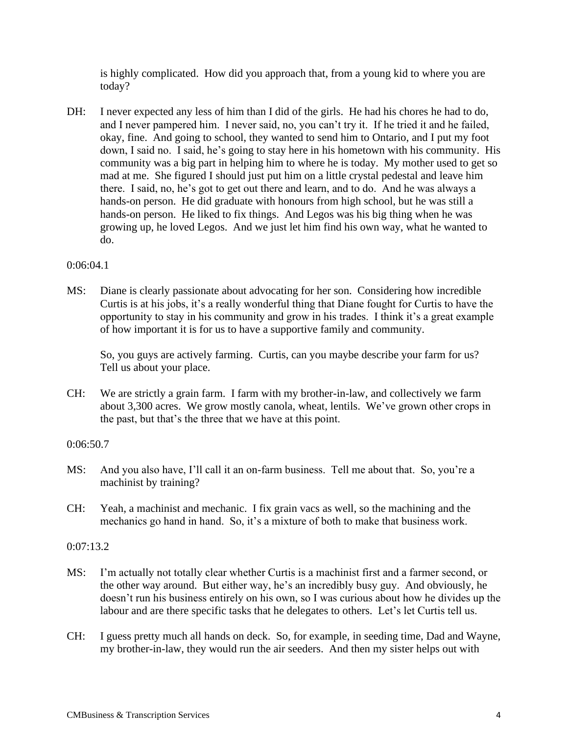is highly complicated. How did you approach that, from a young kid to where you are today?

DH: I never expected any less of him than I did of the girls. He had his chores he had to do, and I never pampered him. I never said, no, you can't try it. If he tried it and he failed, okay, fine. And going to school, they wanted to send him to Ontario, and I put my foot down, I said no. I said, he's going to stay here in his hometown with his community. His community was a big part in helping him to where he is today. My mother used to get so mad at me. She figured I should just put him on a little crystal pedestal and leave him there. I said, no, he's got to get out there and learn, and to do. And he was always a hands-on person. He did graduate with honours from high school, but he was still a hands-on person. He liked to fix things. And Legos was his big thing when he was growing up, he loved Legos. And we just let him find his own way, what he wanted to do.

0:06:04.1

MS: Diane is clearly passionate about advocating for her son. Considering how incredible Curtis is at his jobs, it's a really wonderful thing that Diane fought for Curtis to have the opportunity to stay in his community and grow in his trades. I think it's a great example of how important it is for us to have a supportive family and community.

So, you guys are actively farming. Curtis, can you maybe describe your farm for us? Tell us about your place.

CH: We are strictly a grain farm. I farm with my brother-in-law, and collectively we farm about 3,300 acres. We grow mostly canola, wheat, lentils. We've grown other crops in the past, but that's the three that we have at this point.

0:06:50.7

MS: And you also have, I'll call it an on-farm business. Tell me about that. So, you're a machinist by training?

CH: Yeah, a machinist and mechanic. I fix grain vacs as well, so the machining and the mechanics go hand in hand. So, it's a mixture of both to make that business work.

0:07:13.2

MS: I'm actually not totally clear whether Curtis is a machinist first and a farmer second, or the other way around. But either way, he's an incredibly busy guy. And obviously, he doesn't run his business entirely on his own, so I was curious about how he divides up the labour and are there specific tasks that he delegates to others. Let's let Curtis tell us.

CH: I guess pretty much all hands on deck. So, for example, in seeding time, Dad and Wayne, my brother-in-law, they would run the air seeders. And then my sister helps out with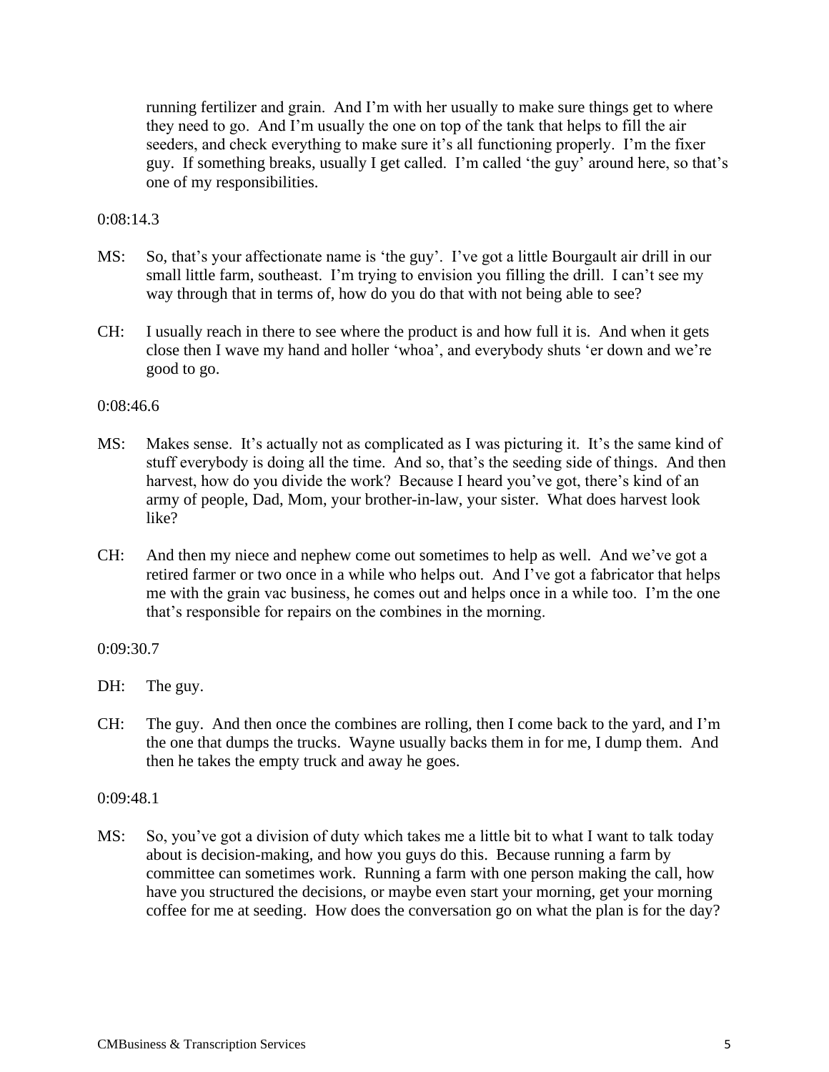running fertilizer and grain. And I'm with her usually to make sure things get to where they need to go. And I'm usually the one on top of the tank that helps to fill the air seeders, and check everything to make sure it's all functioning properly. I'm the fixer guy. If something breaks, usually I get called. I'm called 'the guy' around here, so that's one of my responsibilities.

0:08:14.3

MS: So, that's your affectionate name is 'the guy'. I've got a little Bourgault air drill in our small little farm, southeast. I'm trying to envision you filling the drill. I can't see my way through that in terms of, how do you do that with not being able to see?

CH: I usually reach in there to see where the product is and how full it is. And when it gets close then I wave my hand and holler 'whoa', and everybody shuts 'er down and we're good to go.

0:08:46.6

MS: Makes sense. It's actually not as complicated as I was picturing it. It's the same kind of stuff everybody is doing all the time. And so, that's the seeding side of things. And then harvest, how do you divide the work? Because I heard you've got, there's kind of an army of people, Dad, Mom, your brother-in-law, your sister. What does harvest look like?

CH: And then my niece and nephew come out sometimes to help as well. And we've got a retired farmer or two once in a while who helps out. And I've got a fabricator that helps me with the grain vac business, he comes out and helps once in a while too. I'm the one that's responsible for repairs on the combines in the morning.

0:09:30.7

DH: The guy.

CH: The guy. And then once the combines are rolling, then I come back to the yard, and I'm the one that dumps the trucks. Wayne usually backs them in for me, I dump them. And then he takes the empty truck and away he goes.

0:09:48.1

MS: So, you've got a division of duty which takes me a little bit to what I want to talk today about is decision-making, and how you guys do this. Because running a farm by committee can sometimes work. Running a farm with one person making the call, how have you structured the decisions, or maybe even start your morning, get your morning coffee for me at seeding. How does the conversation go on what the plan is for the day?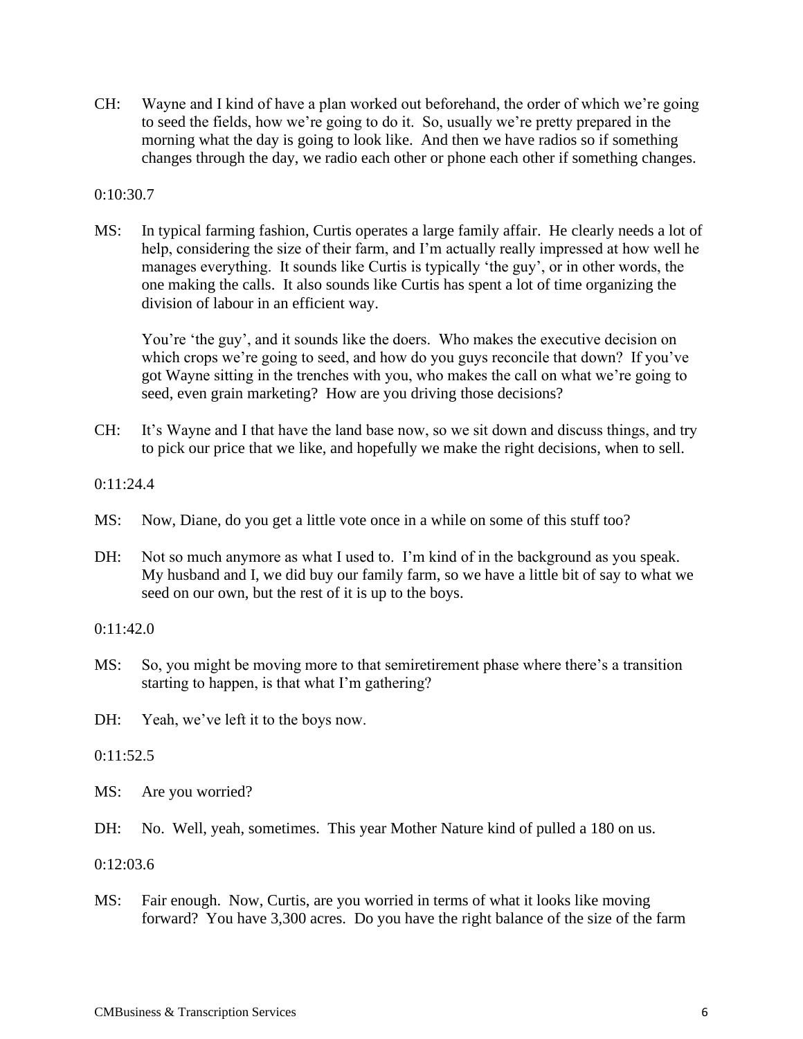CH: Wayne and I kind of have a plan worked out beforehand, the order of which we're going to seed the fields, how we're going to do it. So, usually we're pretty prepared in the morning what the day is going to look like. And then we have radios so if something changes through the day, we radio each other or phone each other if something changes.

0:10:30.7

MS: In typical farming fashion, Curtis operates a large family affair. He clearly needs a lot of help, considering the size of their farm, and I'm actually really impressed at how well he manages everything. It sounds like Curtis is typically 'the guy', or in other words, the one making the calls. It also sounds like Curtis has spent a lot of time organizing the division of labour in an efficient way.

You're 'the guy', and it sounds like the doers. Who makes the executive decision on which crops we're going to seed, and how do you guys reconcile that down? If you've got Wayne sitting in the trenches with you, who makes the call on what we're going to seed, even grain marketing? How are you driving those decisions?

CH: It's Wayne and I that have the land base now, so we sit down and discuss things, and try to pick our price that we like, and hopefully we make the right decisions, when to sell.

0:11:24.4

MS: Now, Diane, do you get a little vote once in a while on some of this stuff too?

DH: Not so much anymore as what I used to. I'm kind of in the background as you speak. My husband and I, we did buy our family farm, so we have a little bit of say to what we seed on our own, but the rest of it is up to the boys.

0:11:42.0

MS: So, you might be moving more to that semiretirement phase where there's a transition starting to happen, is that what I'm gathering?

DH: Yeah, we've left it to the boys now.

0:11:52.5

MS: Are you worried?

DH: No. Well, yeah, sometimes. This year Mother Nature kind of pulled a 180 on us.

0:12:03.6

MS: Fair enough. Now, Curtis, are you worried in terms of what it looks like moving forward? You have 3,300 acres. Do you have the right balance of the size of the farm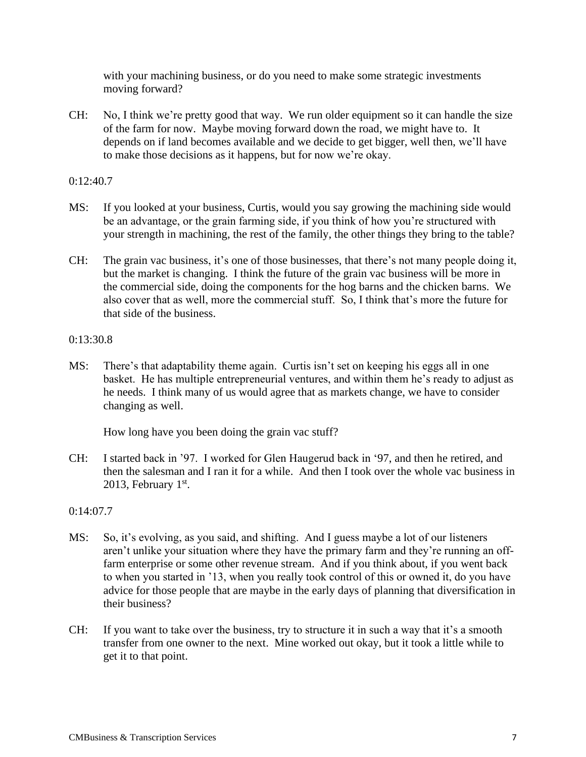with your machining business, or do you need to make some strategic investments moving forward?

CH: No, I think we're pretty good that way. We run older equipment so it can handle the size of the farm for now. Maybe moving forward down the road, we might have to. It depends on if land becomes available and we decide to get bigger, well then, we'll have to make those decisions as it happens, but for now we're okay.

0:12:40.7

MS: If you looked at your business, Curtis, would you say growing the machining side would be an advantage, or the grain farming side, if you think of how you're structured with your strength in machining, the rest of the family, the other things they bring to the table?

CH: The grain vac business, it's one of those businesses, that there's not many people doing it, but the market is changing. I think the future of the grain vac business will be more in the commercial side, doing the components for the hog barns and the chicken barns. We also cover that as well, more the commercial stuff. So, I think that's more the future for that side of the business.

0:13:30.8

MS: There's that adaptability theme again. Curtis isn't set on keeping his eggs all in one basket. He has multiple entrepreneurial ventures, and within them he's ready to adjust as he needs. I think many of us would agree that as markets change, we have to consider changing as well.

How long have you been doing the grain vac stuff?

CH: I started back in '97. I worked for Glen Haugerud back in '97, and then he retired, and then the salesman and I ran it for a while. And then I took over the whole vac business in 2013, February 1st.

0:14:07.7

MS: So, it's evolving, as you said, and shifting. And I guess maybe a lot of our listeners aren't unlike your situation where they have the primary farm and they're running an off-farm enterprise or some other revenue stream. And if you think about, if you went back to when you started in '13, when you really took control of this or owned it, do you have advice for those people that are maybe in the early days of planning that diversification in their business?

CH: If you want to take over the business, try to structure it in such a way that it's a smooth transfer from one owner to the next. Mine worked out okay, but it took a little while to get it to that point.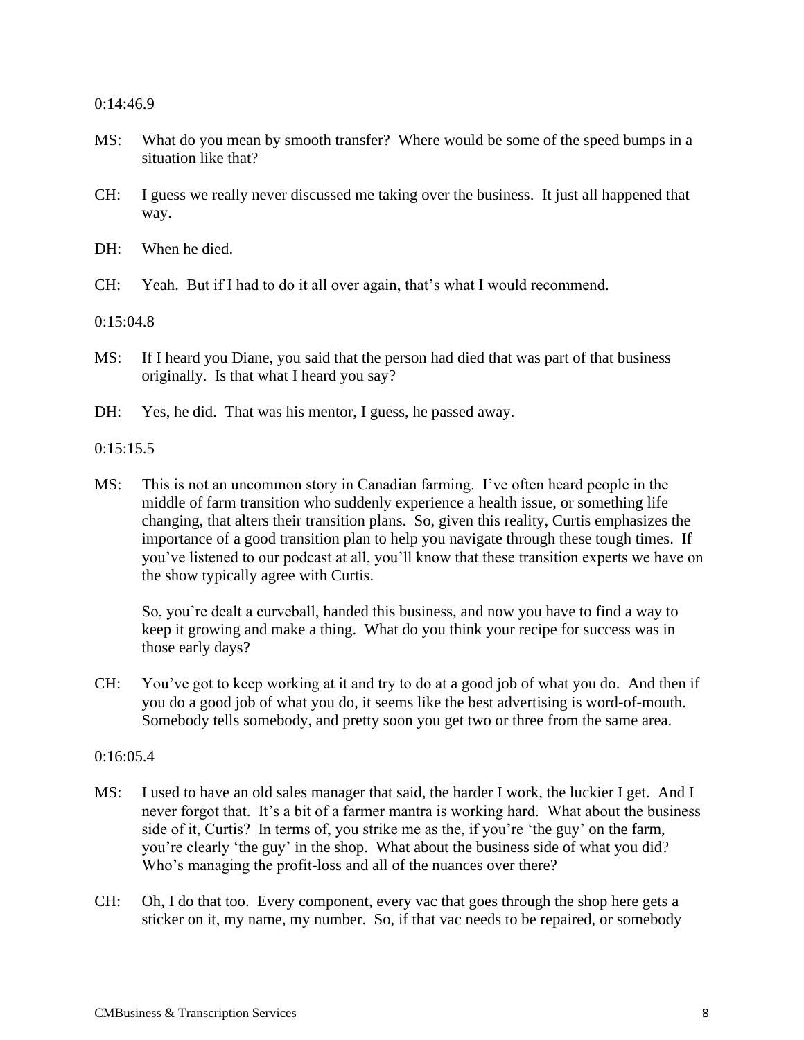0:14:46.9

MS: What do you mean by smooth transfer? Where would be some of the speed bumps in a situation like that?

CH: I guess we really never discussed me taking over the business. It just all happened that way.

DH: When he died.

CH: Yeah. But if I had to do it all over again, that's what I would recommend.

0:15:04.8

MS: If I heard you Diane, you said that the person had died that was part of that business originally. Is that what I heard you say?

DH: Yes, he did. That was his mentor, I guess, he passed away.

0:15:15.5

MS: This is not an uncommon story in Canadian farming. I've often heard people in the middle of farm transition who suddenly experience a health issue, or something life changing, that alters their transition plans. So, given this reality, Curtis emphasizes the importance of a good transition plan to help you navigate through these tough times. If you've listened to our podcast at all, you'll know that these transition experts we have on the show typically agree with Curtis.

So, you're dealt a curveball, handed this business, and now you have to find a way to keep it growing and make a thing. What do you think your recipe for success was in those early days?

CH: You've got to keep working at it and try to do at a good job of what you do. And then if you do a good job of what you do, it seems like the best advertising is word-of-mouth. Somebody tells somebody, and pretty soon you get two or three from the same area.

0:16:05.4

MS: I used to have an old sales manager that said, the harder I work, the luckier I get. And I never forgot that. It's a bit of a farmer mantra is working hard. What about the business side of it, Curtis? In terms of, you strike me as the, if you're 'the guy' on the farm, you're clearly 'the guy' in the shop. What about the business side of what you did? Who's managing the profit-loss and all of the nuances over there?

CH: Oh, I do that too. Every component, every vac that goes through the shop here gets a sticker on it, my name, my number. So, if that vac needs to be repaired, or somebody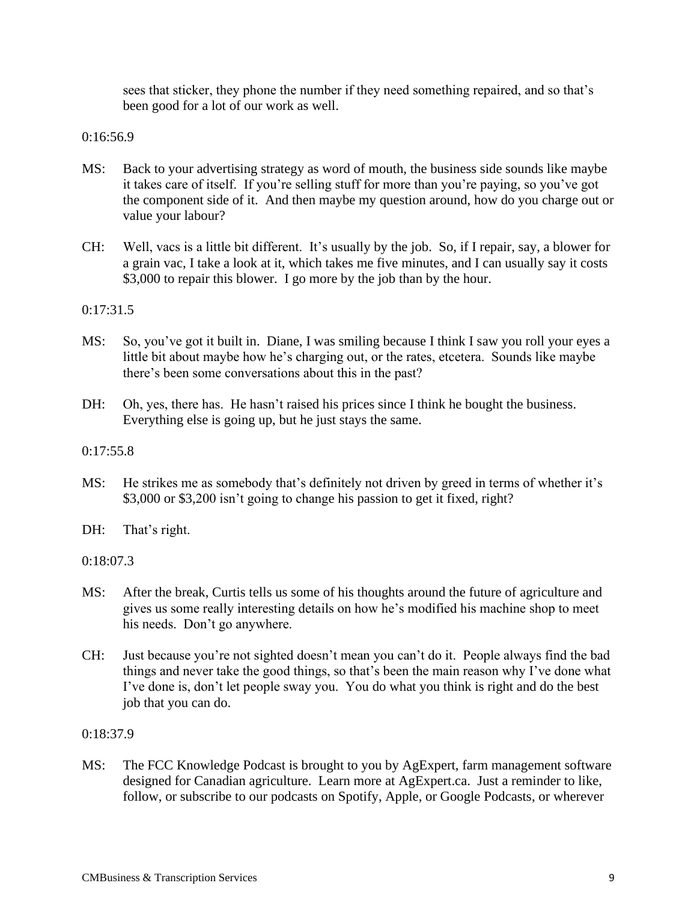sees that sticker, they phone the number if they need something repaired, and so that's been good for a lot of our work as well.

0:16:56.9

MS: Back to your advertising strategy as word of mouth, the business side sounds like maybe it takes care of itself. If you're selling stuff for more than you're paying, so you've got the component side of it. And then maybe my question around, how do you charge out or value your labour?

CH: Well, vacs is a little bit different. It's usually by the job. So, if I repair, say, a blower for a grain vac, I take a look at it, which takes me five minutes, and I can usually say it costs \$3,000 to repair this blower. I go more by the job than by the hour.

0:17:31.5

MS: So, you've got it built in. Diane, I was smiling because I think I saw you roll your eyes a little bit about maybe how he's charging out, or the rates, etcetera. Sounds like maybe there's been some conversations about this in the past?

DH: Oh, yes, there has. He hasn't raised his prices since I think he bought the business. Everything else is going up, but he just stays the same.

0:17:55.8

MS: He strikes me as somebody that's definitely not driven by greed in terms of whether it's \$3,000 or \$3,200 isn't going to change his passion to get it fixed, right?

DH: That's right.

0:18:07.3

MS: After the break, Curtis tells us some of his thoughts around the future of agriculture and gives us some really interesting details on how he's modified his machine shop to meet his needs. Don't go anywhere.

CH: Just because you're not sighted doesn't mean you can't do it. People always find the bad things and never take the good things, so that's been the main reason why I've done what I've done is, don't let people sway you. You do what you think is right and do the best job that you can do.

0:18:37.9

MS: The FCC Knowledge Podcast is brought to you by AgExpert, farm management software designed for Canadian agriculture. Learn more at AgExpert.ca. Just a reminder to like, follow, or subscribe to our podcasts on Spotify, Apple, or Google Podcasts, or wherever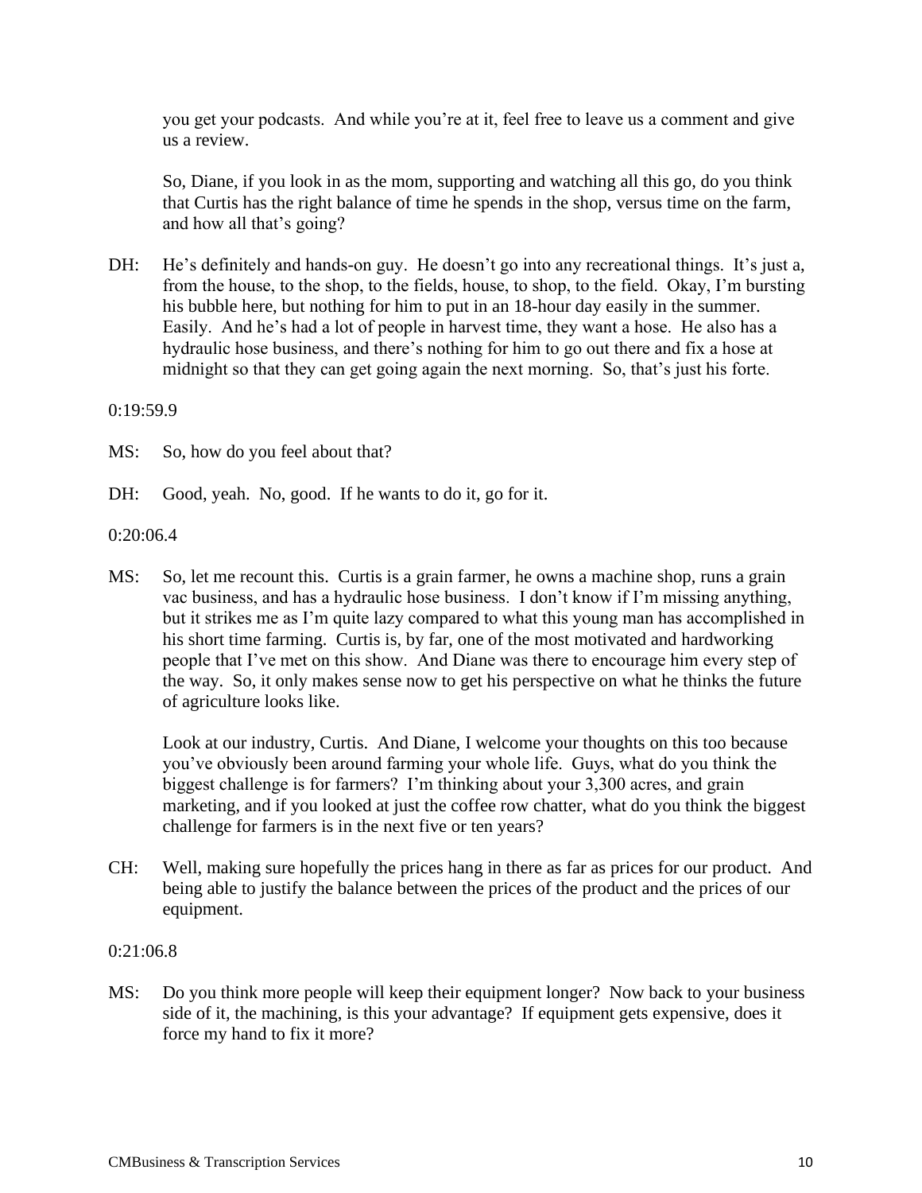you get your podcasts. And while you're at it, feel free to leave us a comment and give us a review.

So, Diane, if you look in as the mom, supporting and watching all this go, do you think that Curtis has the right balance of time he spends in the shop, versus time on the farm, and how all that's going?

DH: He's definitely and hands-on guy. He doesn't go into any recreational things. It's just a, from the house, to the shop, to the fields, house, to shop, to the field. Okay, I'm bursting his bubble here, but nothing for him to put in an 18-hour day easily in the summer. Easily. And he's had a lot of people in harvest time, they want a hose. He also has a hydraulic hose business, and there's nothing for him to go out there and fix a hose at midnight so that they can get going again the next morning. So, that's just his forte.

0:19:59.9

MS: So, how do you feel about that?

DH: Good, yeah. No, good. If he wants to do it, go for it.

0:20:06.4

MS: So, let me recount this. Curtis is a grain farmer, he owns a machine shop, runs a grain vac business, and has a hydraulic hose business. I don't know if I'm missing anything, but it strikes me as I'm quite lazy compared to what this young man has accomplished in his short time farming. Curtis is, by far, one of the most motivated and hardworking people that I've met on this show. And Diane was there to encourage him every step of the way. So, it only makes sense now to get his perspective on what he thinks the future of agriculture looks like.

Look at our industry, Curtis. And Diane, I welcome your thoughts on this too because you've obviously been around farming your whole life. Guys, what do you think the biggest challenge is for farmers? I'm thinking about your 3,300 acres, and grain marketing, and if you looked at just the coffee row chatter, what do you think the biggest challenge for farmers is in the next five or ten years?

CH: Well, making sure hopefully the prices hang in there as far as prices for our product. And being able to justify the balance between the prices of the product and the prices of our equipment.

0:21:06.8

MS: Do you think more people will keep their equipment longer? Now back to your business side of it, the machining, is this your advantage? If equipment gets expensive, does it force my hand to fix it more?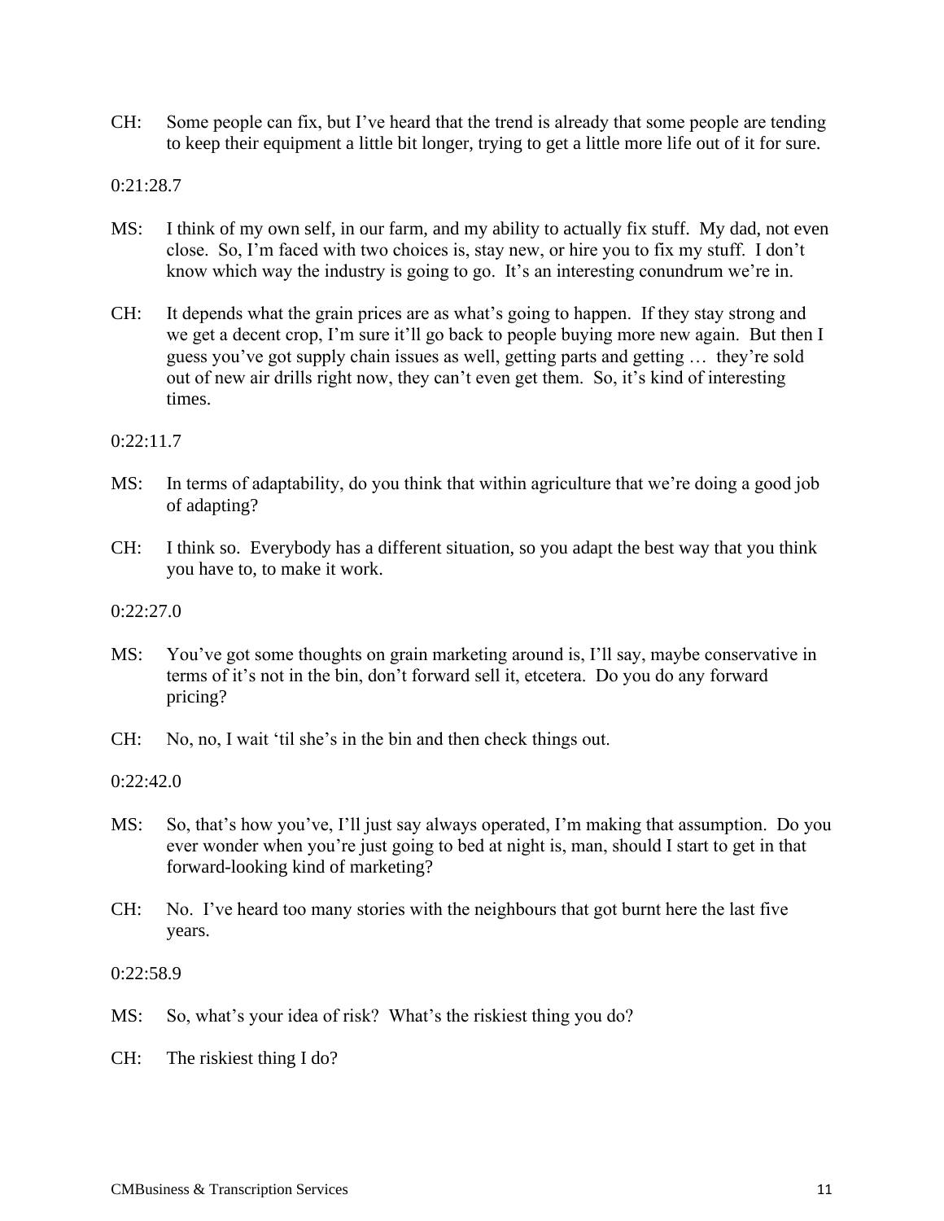CH: Some people can fix, but I've heard that the trend is already that some people are tending to keep their equipment a little bit longer, trying to get a little more life out of it for sure.

0:21:28.7

MS: I think of my own self, in our farm, and my ability to actually fix stuff. My dad, not even close. So, I'm faced with two choices is, stay new, or hire you to fix my stuff. I don't know which way the industry is going to go. It's an interesting conundrum we're in.

CH: It depends what the grain prices are as what's going to happen. If they stay strong and we get a decent crop, I'm sure it'll go back to people buying more new again. But then I guess you've got supply chain issues as well, getting parts and getting … they're sold out of new air drills right now, they can't even get them. So, it's kind of interesting times.

0:22:11.7

MS: In terms of adaptability, do you think that within agriculture that we're doing a good job of adapting?

CH: I think so. Everybody has a different situation, so you adapt the best way that you think you have to, to make it work.

0:22:27.0

MS: You've got some thoughts on grain marketing around is, I'll say, maybe conservative in terms of it's not in the bin, don't forward sell it, etcetera. Do you do any forward pricing?

CH: No, no, I wait 'til she's in the bin and then check things out.

0:22:42.0

MS: So, that's how you've, I'll just say always operated, I'm making that assumption. Do you ever wonder when you're just going to bed at night is, man, should I start to get in that forward-looking kind of marketing?

CH: No. I've heard too many stories with the neighbours that got burnt here the last five years.

0:22:58.9

MS: So, what's your idea of risk? What's the riskiest thing you do?

CH: The riskiest thing I do?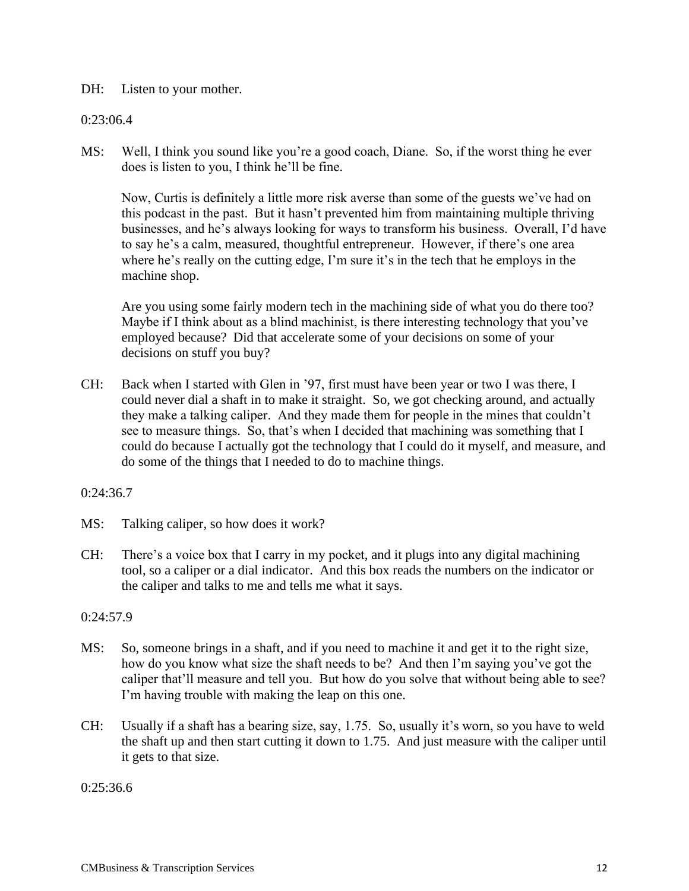DH: Listen to your mother.

0:23:06.4

MS: Well, I think you sound like you're a good coach, Diane. So, if the worst thing he ever does is listen to you, I think he'll be fine.

Now, Curtis is definitely a little more risk averse than some of the guests we've had on this podcast in the past. But it hasn't prevented him from maintaining multiple thriving businesses, and he's always looking for ways to transform his business. Overall, I'd have to say he's a calm, measured, thoughtful entrepreneur. However, if there's one area where he's really on the cutting edge, I'm sure it's in the tech that he employs in the machine shop.

Are you using some fairly modern tech in the machining side of what you do there too? Maybe if I think about as a blind machinist, is there interesting technology that you've employed because? Did that accelerate some of your decisions on some of your decisions on stuff you buy?

CH: Back when I started with Glen in '97, first must have been year or two I was there, I could never dial a shaft in to make it straight. So, we got checking around, and actually they make a talking caliper. And they made them for people in the mines that couldn't see to measure things. So, that's when I decided that machining was something that I could do because I actually got the technology that I could do it myself, and measure, and do some of the things that I needed to do to machine things.

0:24:36.7

MS: Talking caliper, so how does it work?

CH: There's a voice box that I carry in my pocket, and it plugs into any digital machining tool, so a caliper or a dial indicator. And this box reads the numbers on the indicator or the caliper and talks to me and tells me what it says.

0:24:57.9

MS: So, someone brings in a shaft, and if you need to machine it and get it to the right size, how do you know what size the shaft needs to be? And then I'm saying you've got the caliper that'll measure and tell you. But how do you solve that without being able to see? I'm having trouble with making the leap on this one.

CH: Usually if a shaft has a bearing size, say, 1.75. So, usually it's worn, so you have to weld the shaft up and then start cutting it down to 1.75. And just measure with the caliper until it gets to that size.

0:25:36.6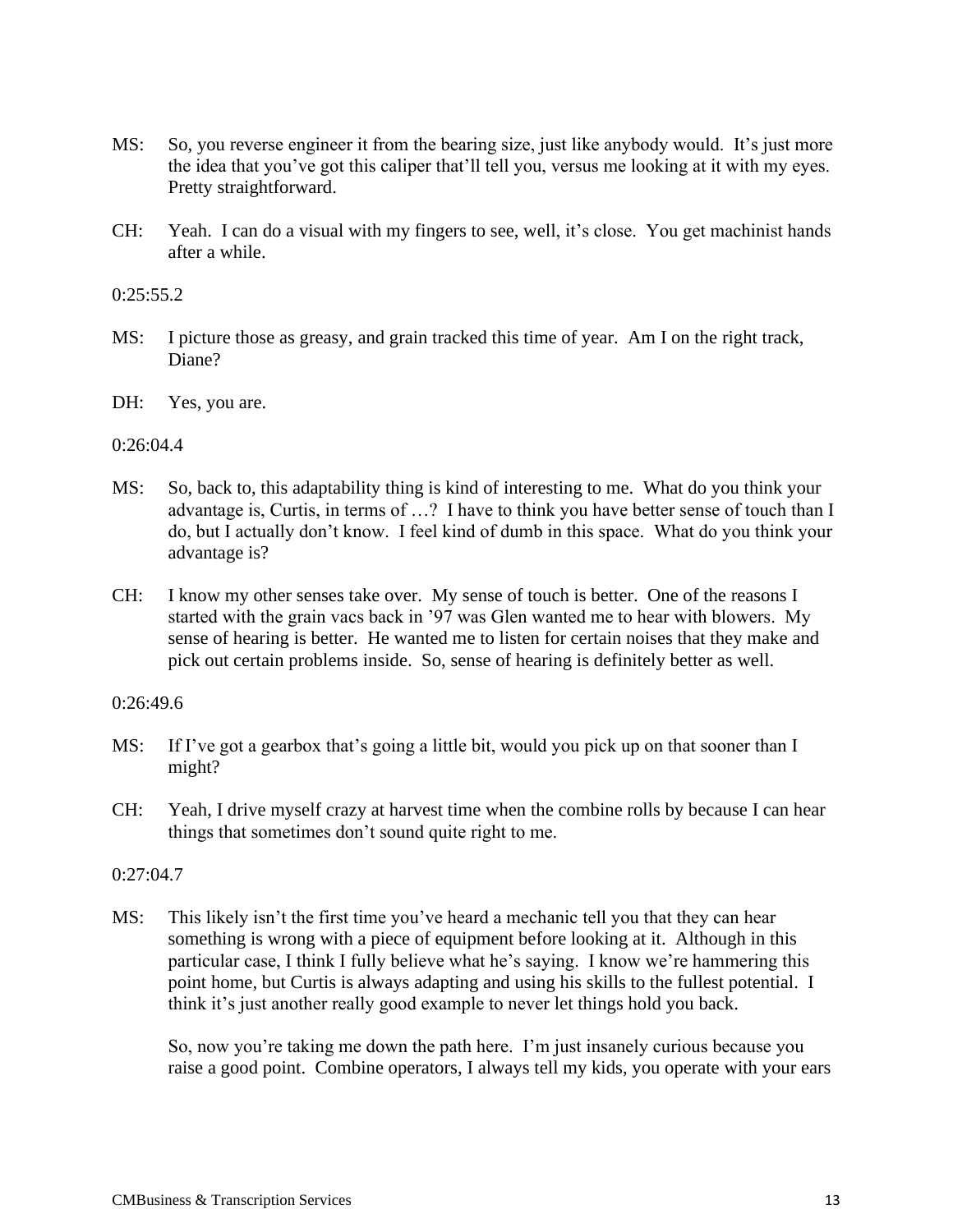MS: So, you reverse engineer it from the bearing size, just like anybody would. It's just more the idea that you've got this caliper that'll tell you, versus me looking at it with my eyes. Pretty straightforward.

CH: Yeah. I can do a visual with my fingers to see, well, it's close. You get machinist hands after a while.

0:25:55.2

MS: I picture those as greasy, and grain tracked this time of year. Am I on the right track, Diane?

DH: Yes, you are.

0:26:04.4

MS: So, back to, this adaptability thing is kind of interesting to me. What do you think your advantage is, Curtis, in terms of …? I have to think you have better sense of touch than I do, but I actually don't know. I feel kind of dumb in this space. What do you think your advantage is?

CH: I know my other senses take over. My sense of touch is better. One of the reasons I started with the grain vacs back in '97 was Glen wanted me to hear with blowers. My sense of hearing is better. He wanted me to listen for certain noises that they make and pick out certain problems inside. So, sense of hearing is definitely better as well.

0:26:49.6

MS: If I've got a gearbox that's going a little bit, would you pick up on that sooner than I might?

CH: Yeah, I drive myself crazy at harvest time when the combine rolls by because I can hear things that sometimes don't sound quite right to me.

0:27:04.7

MS: This likely isn't the first time you've heard a mechanic tell you that they can hear something is wrong with a piece of equipment before looking at it. Although in this particular case, I think I fully believe what he's saying. I know we're hammering this point home, but Curtis is always adapting and using his skills to the fullest potential. I think it's just another really good example to never let things hold you back.

So, now you're taking me down the path here. I'm just insanely curious because you raise a good point. Combine operators, I always tell my kids, you operate with your ears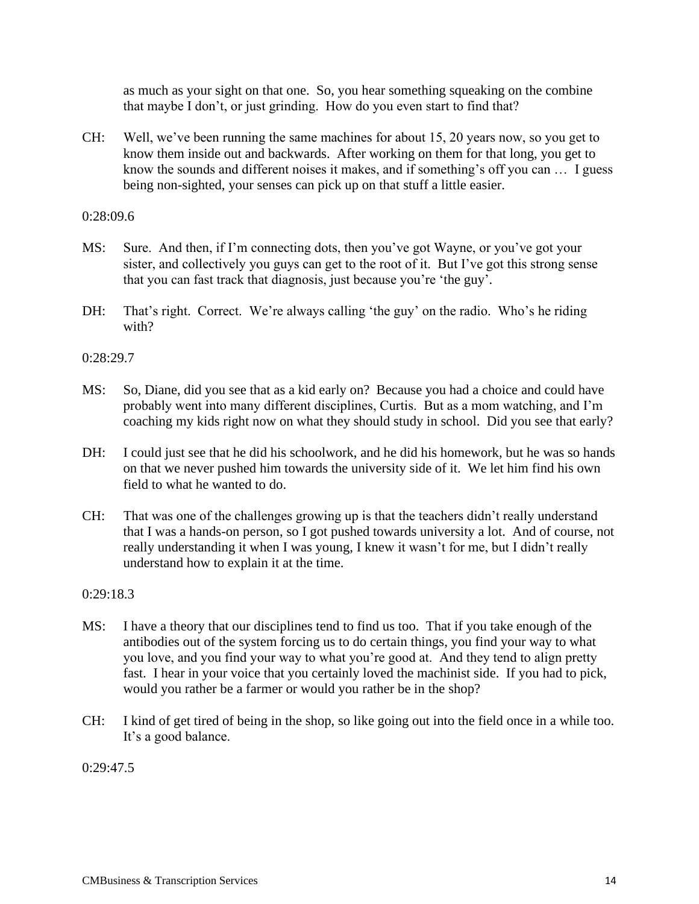as much as your sight on that one. So, you hear something squeaking on the combine that maybe I don't, or just grinding. How do you even start to find that?

CH: Well, we've been running the same machines for about 15, 20 years now, so you get to know them inside out and backwards. After working on them for that long, you get to know the sounds and different noises it makes, and if something's off you can … I guess being non-sighted, your senses can pick up on that stuff a little easier.

0:28:09.6

MS: Sure. And then, if I'm connecting dots, then you've got Wayne, or you've got your sister, and collectively you guys can get to the root of it. But I've got this strong sense that you can fast track that diagnosis, just because you're 'the guy'.

DH: That's right. Correct. We're always calling 'the guy' on the radio. Who's he riding with?

0:28:29.7

MS: So, Diane, did you see that as a kid early on? Because you had a choice and could have probably went into many different disciplines, Curtis. But as a mom watching, and I'm coaching my kids right now on what they should study in school. Did you see that early?

DH: I could just see that he did his schoolwork, and he did his homework, but he was so hands on that we never pushed him towards the university side of it. We let him find his own field to what he wanted to do.

CH: That was one of the challenges growing up is that the teachers didn't really understand that I was a hands-on person, so I got pushed towards university a lot. And of course, not really understanding it when I was young, I knew it wasn't for me, but I didn't really understand how to explain it at the time.

0:29:18.3

MS: I have a theory that our disciplines tend to find us too. That if you take enough of the antibodies out of the system forcing us to do certain things, you find your way to what you love, and you find your way to what you're good at. And they tend to align pretty fast. I hear in your voice that you certainly loved the machinist side. If you had to pick, would you rather be a farmer or would you rather be in the shop?

CH: I kind of get tired of being in the shop, so like going out into the field once in a while too. It's a good balance.

0:29:47.5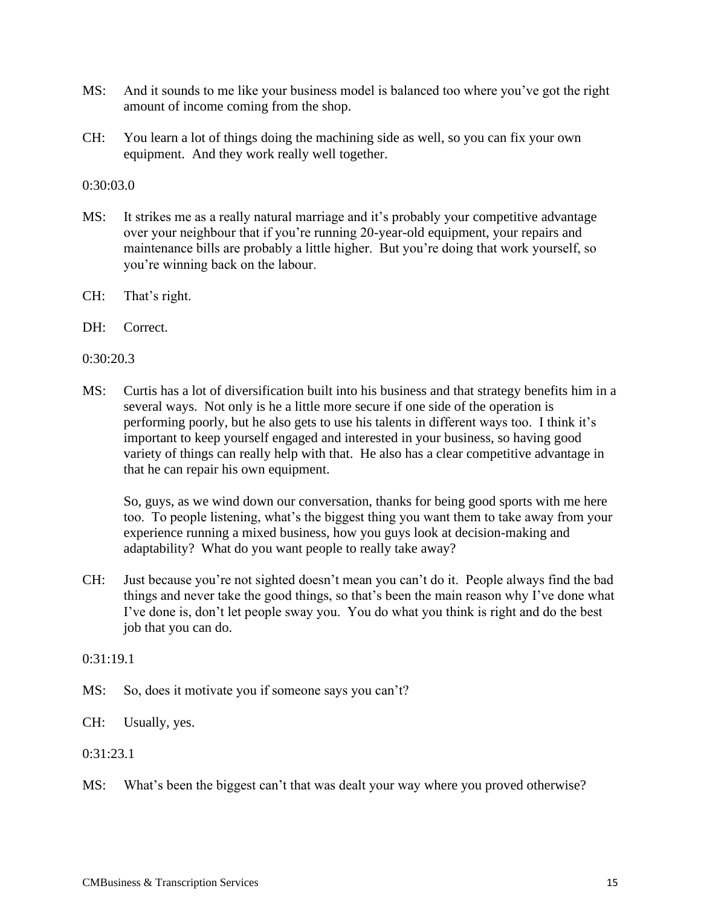MS: And it sounds to me like your business model is balanced too where you've got the right amount of income coming from the shop.

CH: You learn a lot of things doing the machining side as well, so you can fix your own equipment. And they work really well together.

0:30:03.0

MS: It strikes me as a really natural marriage and it's probably your competitive advantage over your neighbour that if you're running 20-year-old equipment, your repairs and maintenance bills are probably a little higher. But you're doing that work yourself, so you're winning back on the labour.

CH: That's right.

DH: Correct.

0:30:20.3

MS: Curtis has a lot of diversification built into his business and that strategy benefits him in a several ways. Not only is he a little more secure if one side of the operation is performing poorly, but he also gets to use his talents in different ways too. I think it's important to keep yourself engaged and interested in your business, so having good variety of things can really help with that. He also has a clear competitive advantage in that he can repair his own equipment.

So, guys, as we wind down our conversation, thanks for being good sports with me here too. To people listening, what's the biggest thing you want them to take away from your experience running a mixed business, how you guys look at decision-making and adaptability? What do you want people to really take away?

CH: Just because you're not sighted doesn't mean you can't do it. People always find the bad things and never take the good things, so that's been the main reason why I've done what I've done is, don't let people sway you. You do what you think is right and do the best job that you can do.

0:31:19.1

MS: So, does it motivate you if someone says you can't?

CH: Usually, yes.

0:31:23.1

MS: What's been the biggest can't that was dealt your way where you proved otherwise?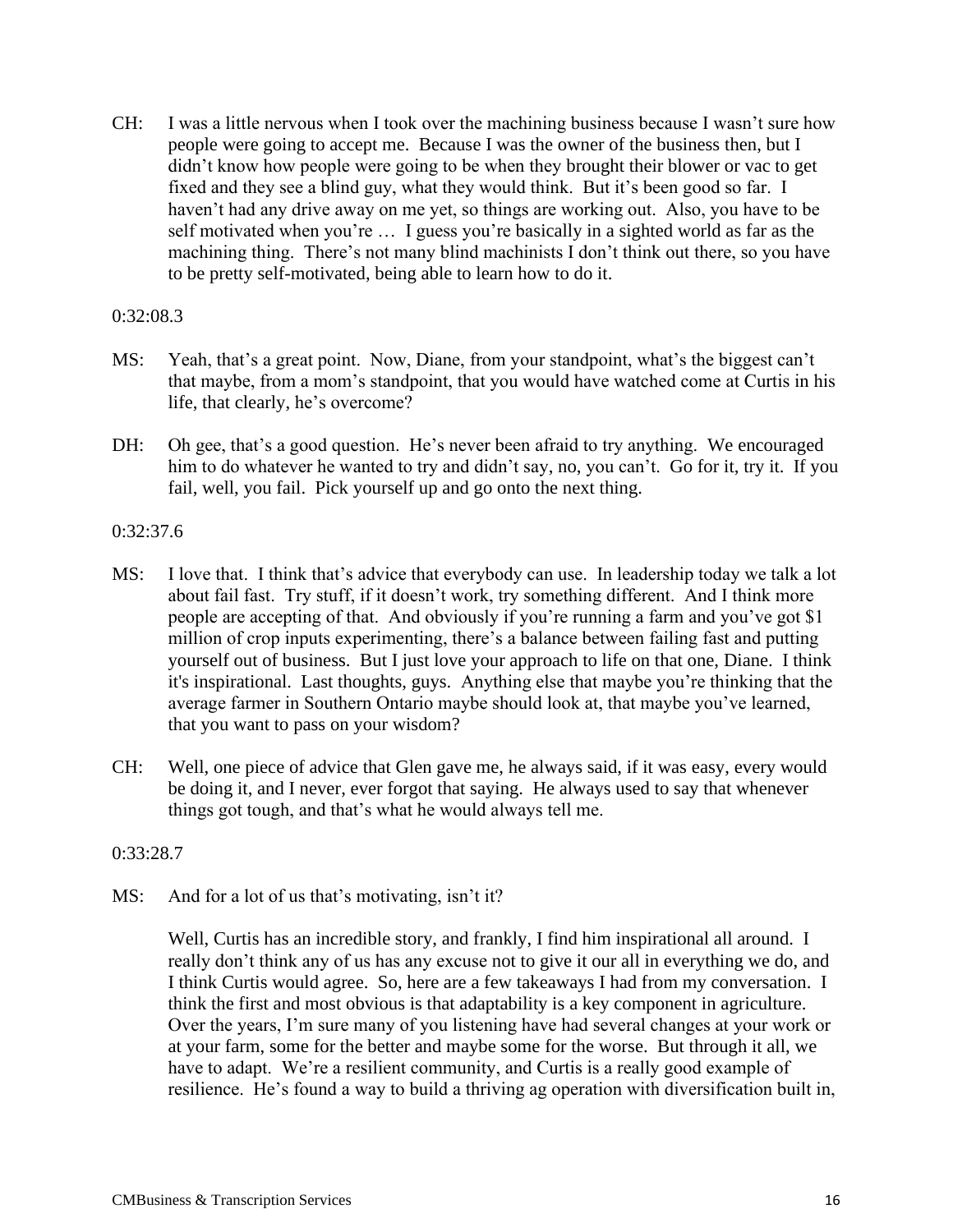CH: I was a little nervous when I took over the machining business because I wasn't sure how people were going to accept me. Because I was the owner of the business then, but I didn't know how people were going to be when they brought their blower or vac to get fixed and they see a blind guy, what they would think. But it's been good so far. I haven't had any drive away on me yet, so things are working out. Also, you have to be self motivated when you're … I guess you're basically in a sighted world as far as the machining thing. There's not many blind machinists I don't think out there, so you have to be pretty self-motivated, being able to learn how to do it.

0:32:08.3

MS: Yeah, that's a great point. Now, Diane, from your standpoint, what's the biggest can't that maybe, from a mom's standpoint, that you would have watched come at Curtis in his life, that clearly, he's overcome?

DH: Oh gee, that's a good question. He's never been afraid to try anything. We encouraged him to do whatever he wanted to try and didn't say, no, you can't. Go for it, try it. If you fail, well, you fail. Pick yourself up and go onto the next thing.

0:32:37.6

MS: I love that. I think that's advice that everybody can use. In leadership today we talk a lot about fail fast. Try stuff, if it doesn't work, try something different. And I think more people are accepting of that. And obviously if you're running a farm and you've got $1 million of crop inputs experimenting, there's a balance between failing fast and putting yourself out of business. But I just love your approach to life on that one, Diane. I think it's inspirational. Last thoughts, guys. Anything else that maybe you're thinking that the average farmer in Southern Ontario maybe should look at, that maybe you've learned, that you want to pass on your wisdom?

CH: Well, one piece of advice that Glen gave me, he always said, if it was easy, every would be doing it, and I never, ever forgot that saying. He always used to say that whenever things got tough, and that's what he would always tell me.

0:33:28.7

MS: And for a lot of us that's motivating, isn't it?

Well, Curtis has an incredible story, and frankly, I find him inspirational all around. I really don't think any of us has any excuse not to give it our all in everything we do, and I think Curtis would agree. So, here are a few takeaways I had from my conversation. I think the first and most obvious is that adaptability is a key component in agriculture. Over the years, I'm sure many of you listening have had several changes at your work or at your farm, some for the better and maybe some for the worse. But through it all, we have to adapt. We're a resilient community, and Curtis is a really good example of resilience. He's found a way to build a thriving ag operation with diversification built in,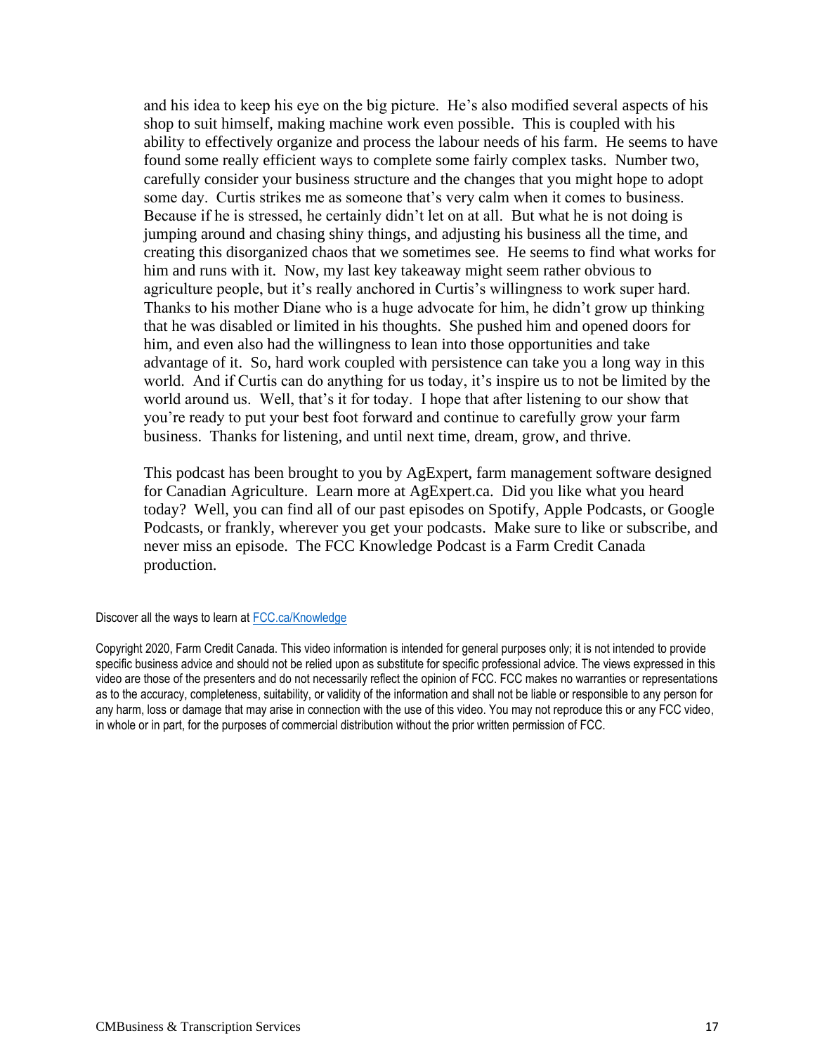and his idea to keep his eye on the big picture. He's also modified several aspects of his shop to suit himself, making machine work even possible. This is coupled with his ability to effectively organize and process the labour needs of his farm. He seems to have found some really efficient ways to complete some fairly complex tasks. Number two, carefully consider your business structure and the changes that you might hope to adopt some day. Curtis strikes me as someone that's very calm when it comes to business. Because if he is stressed, he certainly didn't let on at all. But what he is not doing is jumping around and chasing shiny things, and adjusting his business all the time, and creating this disorganized chaos that we sometimes see. He seems to find what works for him and runs with it. Now, my last key takeaway might seem rather obvious to agriculture people, but it's really anchored in Curtis's willingness to work super hard. Thanks to his mother Diane who is a huge advocate for him, he didn't grow up thinking that he was disabled or limited in his thoughts. She pushed him and opened doors for him, and even also had the willingness to lean into those opportunities and take advantage of it. So, hard work coupled with persistence can take you a long way in this world. And if Curtis can do anything for us today, it's inspire us to not be limited by the world around us. Well, that's it for today. I hope that after listening to our show that you're ready to put your best foot forward and continue to carefully grow your farm business. Thanks for listening, and until next time, dream, grow, and thrive.

This podcast has been brought to you by AgExpert, farm management software designed for Canadian Agriculture. Learn more at AgExpert.ca. Did you like what you heard today? Well, you can find all of our past episodes on Spotify, Apple Podcasts, or Google Podcasts, or frankly, wherever you get your podcasts. Make sure to like or subscribe, and never miss an episode. The FCC Knowledge Podcast is a Farm Credit Canada production.

Discover all the ways to learn at [FCC.ca/Knowledge](FCC.ca/Knowledge)

Copyright 2020, Farm Credit Canada. This video information is intended for general purposes only; it is not intended to provide specific business advice and should not be relied upon as substitute for specific professional advice. The views expressed in this video are those of the presenters and do not necessarily reflect the opinion of FCC. FCC makes no warranties or representations as to the accuracy, completeness, suitability, or validity of the information and shall not be liable or responsible to any person for any harm, loss or damage that may arise in connection with the use of this video. You may not reproduce this or any FCC video, in whole or in part, for the purposes of commercial distribution without the prior written permission of FCC.